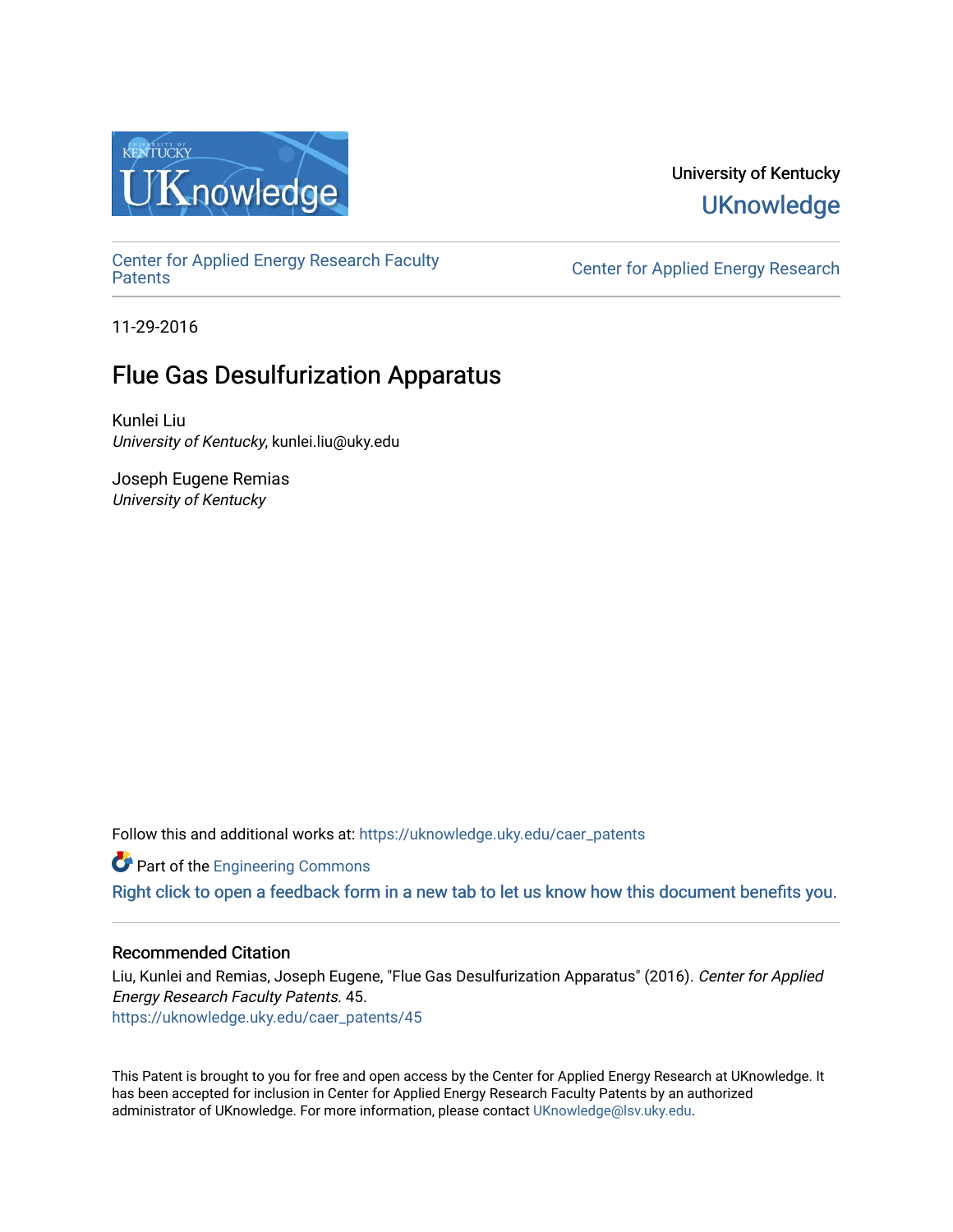University of Kentucky

UKnowledge

Center for Applied Energy Research Faculty Patents

Center for Applied Energy Research

11-29-2016

# Flue Gas Desulfurization Apparatus

Kunlei Liu
*University of Kentucky*, kunlei.liu@uky.edu

Joseph Eugene Remias
*University of Kentucky*

Follow this and additional works at: https://uknowledge.uky.edu/caer_patents

Part of the Engineering Commons

Right click to open a feedback form in a new tab to let us know how this document benefits you.

## Recommended Citation

Liu, Kunlei and Remias, Joseph Eugene, "Flue Gas Desulfurization Apparatus" (2016). *Center for Applied Energy Research Faculty Patents*. 45.
https://uknowledge.uky.edu/caer_patents/45

This Patent is brought to you for free and open access by the Center for Applied Energy Research at UKnowledge. It has been accepted for inclusion in Center for Applied Energy Research Faculty Patents by an authorized administrator of UKnowledge. For more information, please contact UKnowledge@lsv.uky.edu.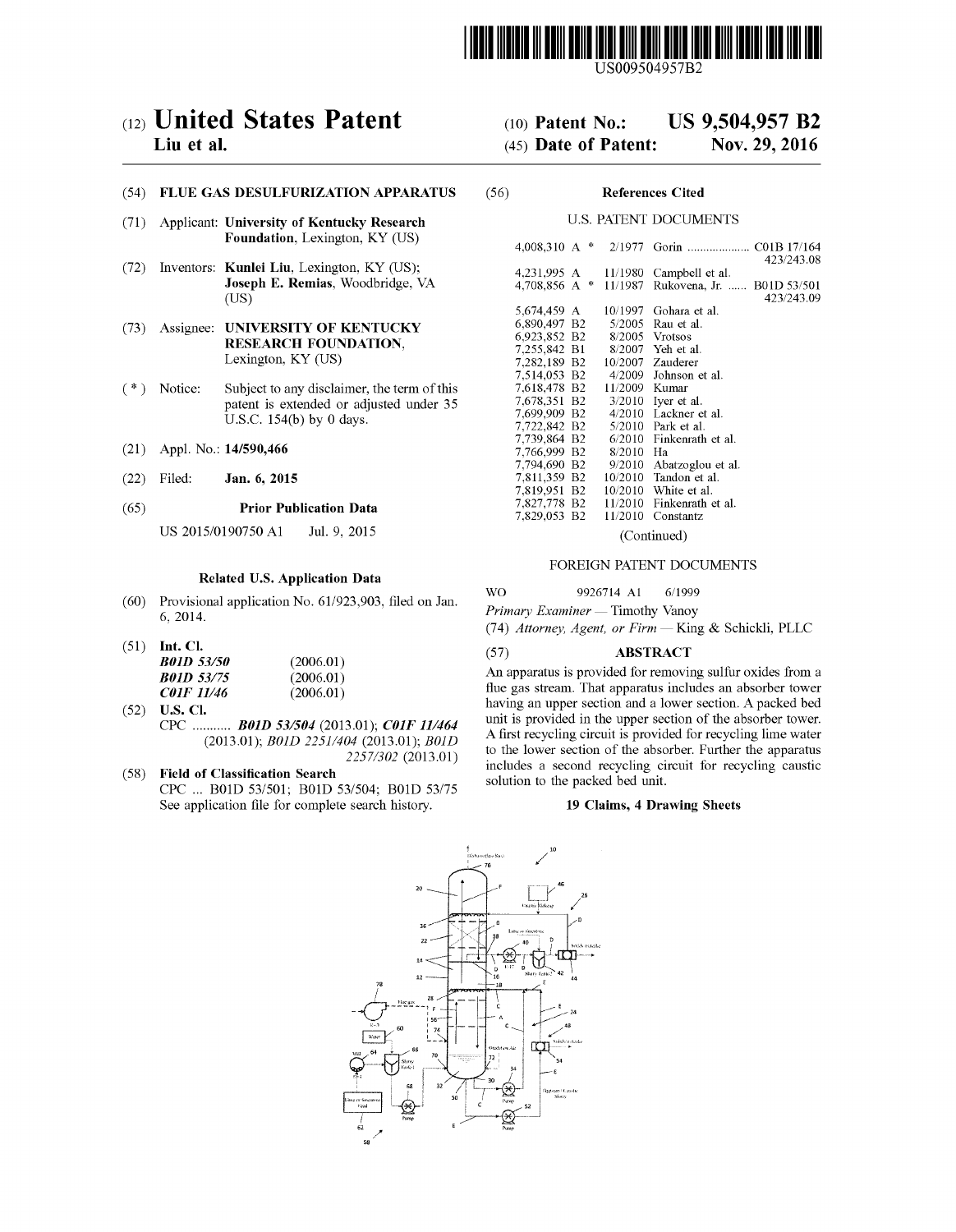# (12) United States Patent
**Liu et al.**

(10) **Patent No.: US 9,504,957 B2**

(45) **Date of Patent: Nov. 29, 2016**

(54) **FLUE GAS DESULFURIZATION APPARATUS**

(71) Applicant: **University of Kentucky Research Foundation**, Lexington, KY (US)

(72) Inventors: **Kunlei Liu**, Lexington, KY (US); **Joseph E. Remias**, Woodbridge, VA (US)

(73) Assignee: **UNIVERSITY OF KENTUCKY RESEARCH FOUNDATION**, Lexington, KY (US)

( * ) Notice: Subject to any disclaimer, the term of this patent is extended or adjusted under 35 U.S.C. 154(b) by 0 days.

(21) Appl. No.: **14/590,466**

(22) Filed: **Jan. 6, 2015**

(65) **Prior Publication Data**

US 2015/0190750 A1 Jul. 9, 2015

**Related U.S. Application Data**

(60) Provisional application No. 61/923,903, filed on Jan. 6, 2014.

(51) **Int. Cl.**

| | |
|---|---|
| ***B01D 53/50*** | (2006.01) |
| ***B01D 53/75*** | (2006.01) |
| ***C01F 11/46*** | (2006.01) |

(52) **U.S. Cl.**

CPC ........... ***B01D 53/504*** (2013.01); ***C01F 11/464*** (2013.01); *B01D 2251/404* (2013.01); *B01D 2257/302* (2013.01)

(58) **Field of Classification Search**

CPC ... B01D 53/501; B01D 53/504; B01D 53/75

See application file for complete search history.

(56) **References Cited**

U.S. PATENT DOCUMENTS

| | | | |
|---|---|---|---|
| 4,008,310 A * | 2/1977 | Gorin .................... | C01B 17/164 423/243.08 |
| 4,231,995 A | 11/1980 | Campbell et al. | |
| 4,708,856 A * | 11/1987 | Rukovena, Jr. ...... | B01D 53/501 423/243.09 |
| 5,674,459 A | 10/1997 | Gohara et al. | |
| 6,890,497 B2 | 5/2005 | Rau et al. | |
| 6,923,852 B2 | 8/2005 | Vrotsos | |
| 7,255,842 B1 | 8/2007 | Yeh et al. | |
| 7,282,189 B2 | 10/2007 | Zauderer | |
| 7,514,053 B2 | 4/2009 | Johnson et al. | |
| 7,618,478 B2 | 11/2009 | Kumar | |
| 7,678,351 B2 | 3/2010 | Iyer et al. | |
| 7,699,909 B2 | 4/2010 | Lackner et al. | |
| 7,722,842 B2 | 5/2010 | Park et al. | |
| 7,739,864 B2 | 6/2010 | Finkenrath et al. | |
| 7,766,999 B2 | 8/2010 | Ha | |
| 7,794,690 B2 | 9/2010 | Abatzoglou et al. | |
| 7,811,359 B2 | 10/2010 | Tandon et al. | |
| 7,819,951 B2 | 10/2010 | White et al. | |
| 7,827,778 B2 | 11/2010 | Finkenrath et al. | |
| 7,829,053 B2 | 11/2010 | Constantz | |

(Continued)

FOREIGN PATENT DOCUMENTS

WO 9926714 A1 6/1999

*Primary Examiner* — Timothy Vanoy

(74) *Attorney, Agent, or Firm* — King & Schickli, PLLC

(57) **ABSTRACT**

An apparatus is provided for removing sulfur oxides from a flue gas stream. That apparatus includes an absorber tower having an upper section and a lower section. A packed bed unit is provided in the upper section of the absorber tower. A first recycling circuit is provided for recycling lime water to the lower section of the absorber. Further the apparatus includes a second recycling circuit for recycling caustic solution to the packed bed unit.

**19 Claims, 4 Drawing Sheets**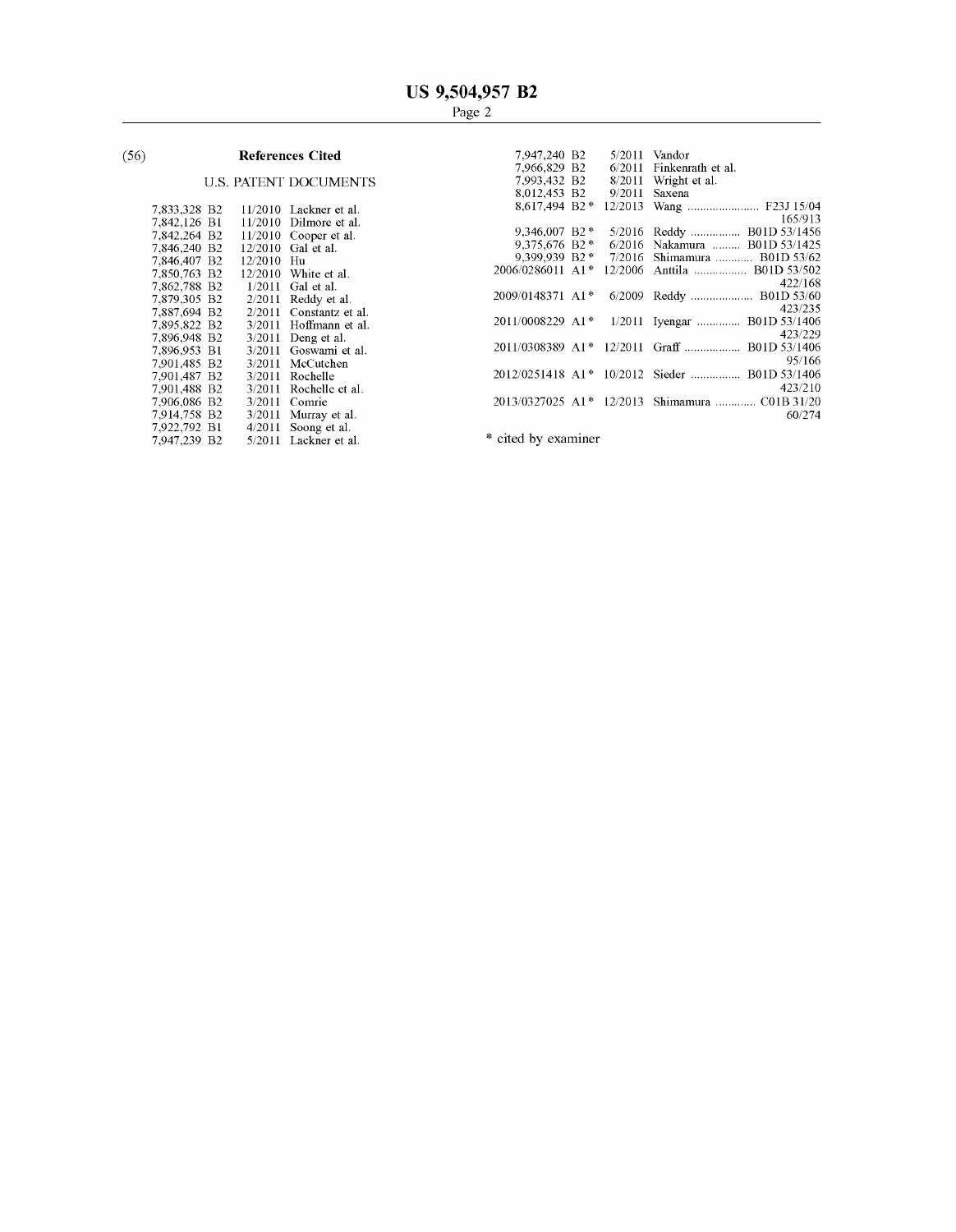## (56) References Cited

### U.S. PATENT DOCUMENTS

| | | |
|---|---|---|
| 7,833,328 B2 | 11/2010 | Lackner et al. |
| 7,842,126 B1 | 11/2010 | Dilmore et al. |
| 7,842,264 B2 | 11/2010 | Cooper et al. |
| 7,846,240 B2 | 12/2010 | Gal et al. |
| 7,846,407 B2 | 12/2010 | Hu |
| 7,850,763 B2 | 12/2010 | White et al. |
| 7,862,788 B2 | 1/2011 | Gal et al. |
| 7,879,305 B2 | 2/2011 | Reddy et al. |
| 7,887,694 B2 | 2/2011 | Constantz et al. |
| 7,895,822 B2 | 3/2011 | Hoffmann et al. |
| 7,896,948 B2 | 3/2011 | Deng et al. |
| 7,896,953 B1 | 3/2011 | Goswami et al. |
| 7,901,485 B2 | 3/2011 | McCutchen |
| 7,901,487 B2 | 3/2011 | Rochelle |
| 7,901,488 B2 | 3/2011 | Rochelle et al. |
| 7,906,086 B2 | 3/2011 | Comrie |
| 7,914,758 B2 | 3/2011 | Murray et al. |
| 7,922,792 B1 | 4/2011 | Soong et al. |
| 7,947,239 B2 | 5/2011 | Lackner et al. |
| 7,947,240 B2 | 5/2011 | Vandor |
| 7,966,829 B2 | 6/2011 | Finkenrath et al. |
| 7,993,432 B2 | 8/2011 | Wright et al. |
| 8,012,453 B2 | 9/2011 | Saxena |
| 8,617,494 B2 * | 12/2013 | Wang ........................ F23J 15/04 165/913 |
| 9,346,007 B2 * | 5/2016 | Reddy ................ B01D 53/1456 |
| 9,375,676 B2 * | 6/2016 | Nakamura ......... B01D 53/1425 |
| 9,399,939 B2 * | 7/2016 | Shimamura ............ B01D 53/62 |
| 2006/0286011 A1 * | 12/2006 | Anttila ................. B01D 53/502 422/168 |
| 2009/0148371 A1 * | 6/2009 | Reddy .................... B01D 53/60 423/235 |
| 2011/0008229 A1 * | 1/2011 | Iyengar .............. B01D 53/1406 423/229 |
| 2011/0308389 A1 * | 12/2011 | Graff .................. B01D 53/1406 95/166 |
| 2012/0251418 A1 * | 10/2012 | Sieder ................ B01D 53/1406 423/210 |
| 2013/0327025 A1 * | 12/2013 | Shimamura ............. C01B 31/20 60/274 |

* cited by examiner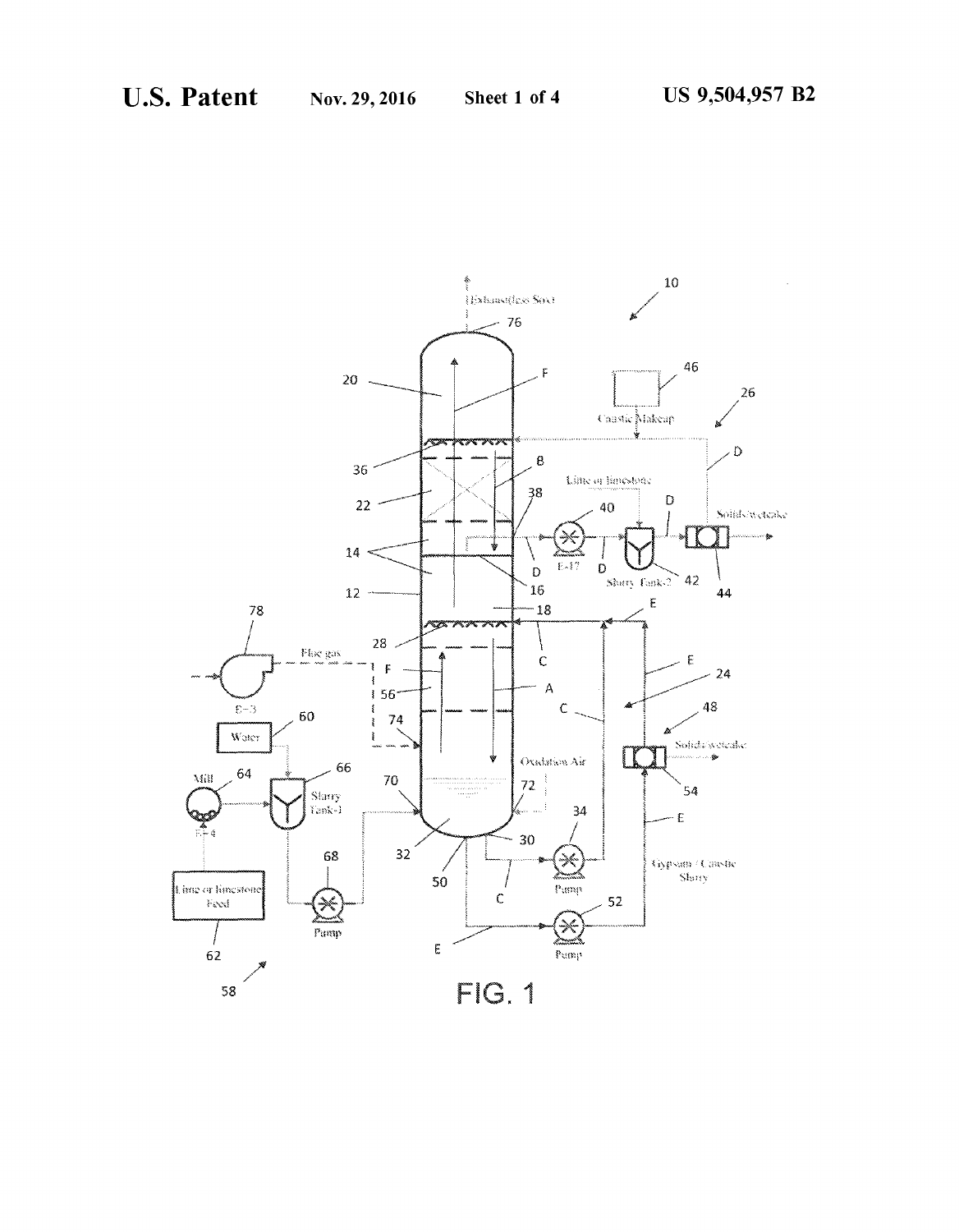FIG. 1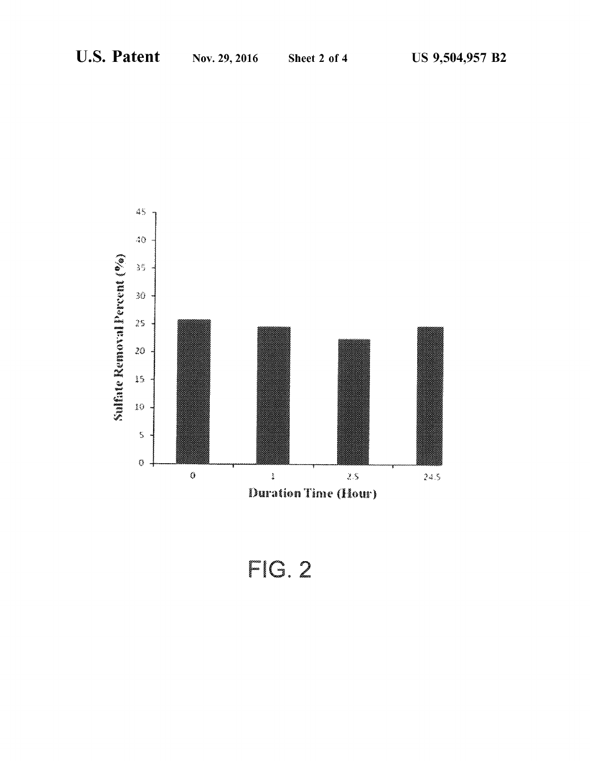Sulfate Removal Percent (%)

Duration Time (Hour)

FIG. 2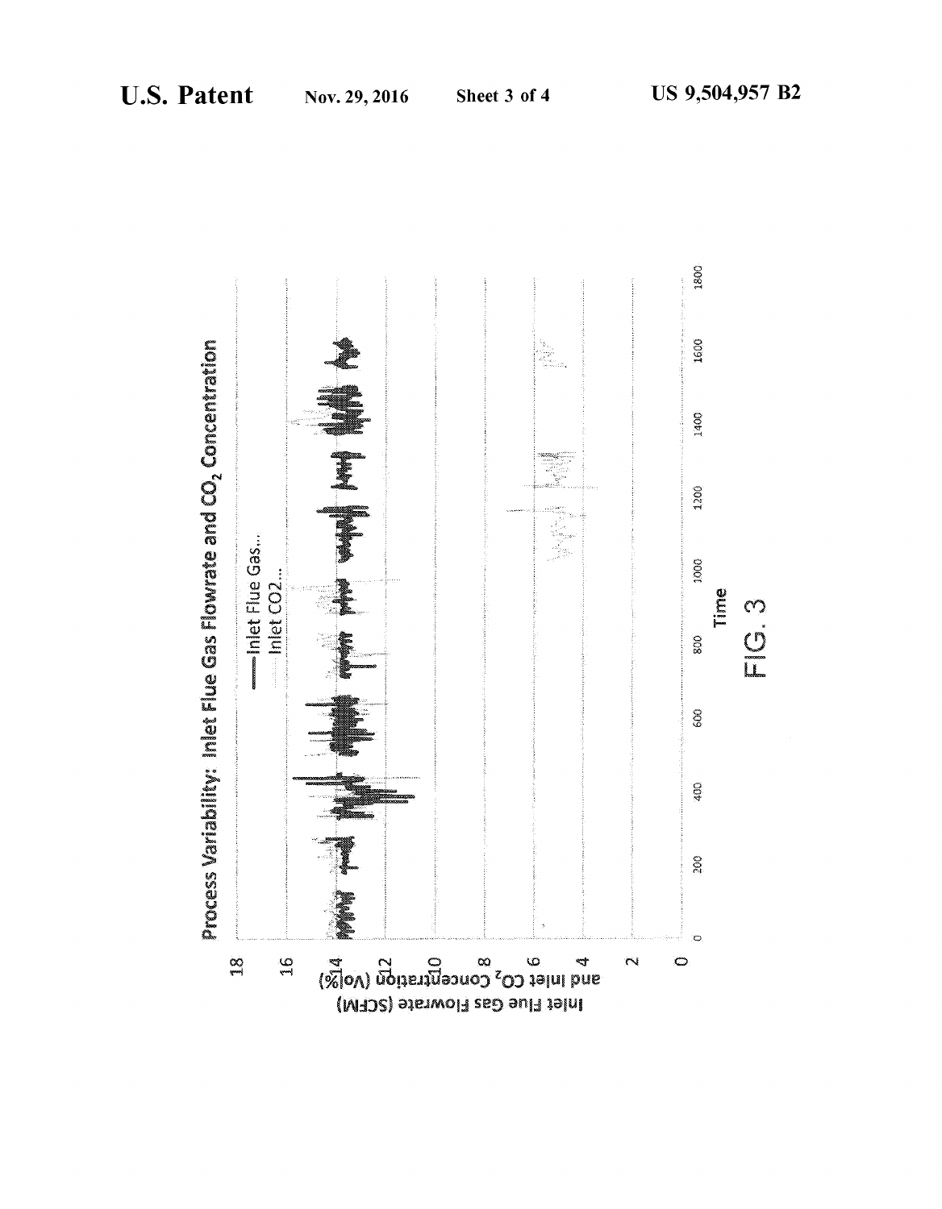Process Variability: Inlet Flue Gas Flowrate and $CO_2$ Concentration

— Inlet Flue Gas...
Inlet CO2...

Inlet Flue Gas Flowrate (SCFM) and Inlet $CO_2$ Concentration (Vol%)

18
16
14
12
10
8
6
4
2
0

0 200 400 600 800 1000 1200 1400 1600 1800

Time

FIG. 3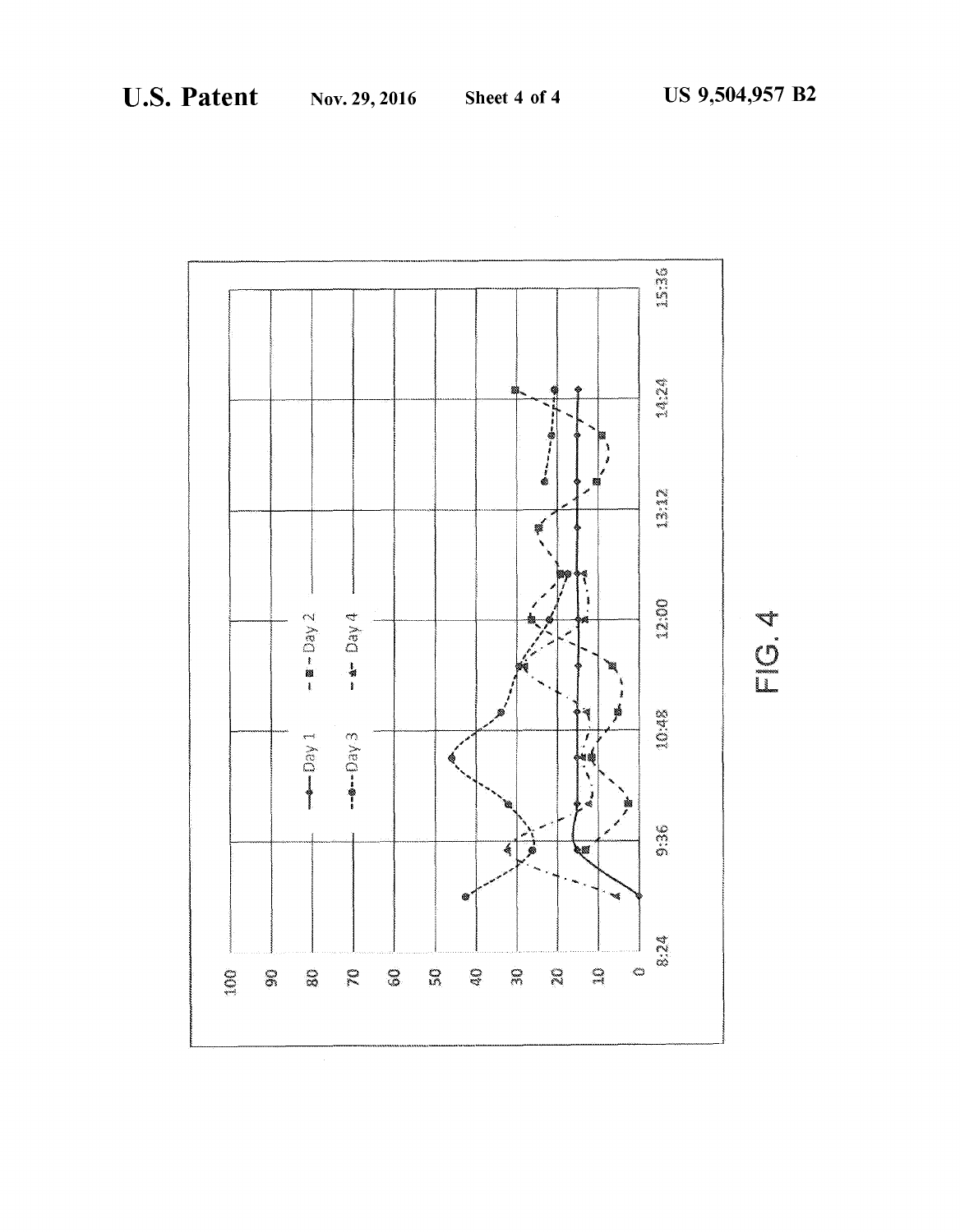FIG. 4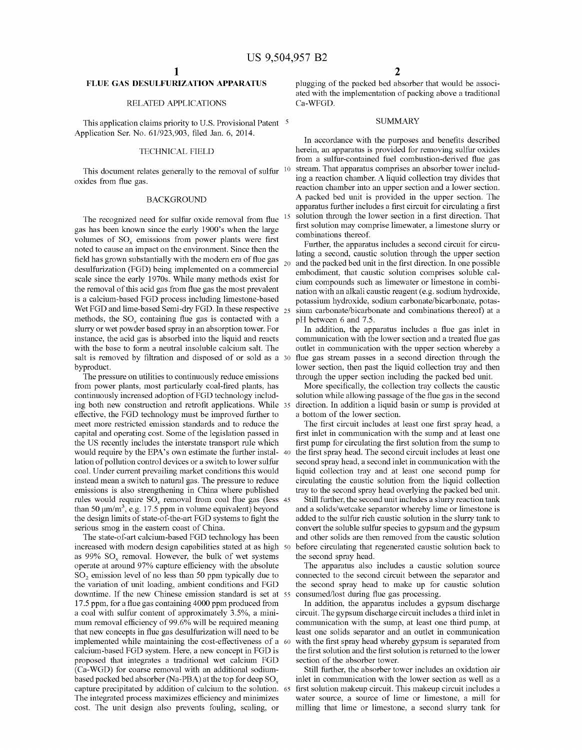# FLUE GAS DESULFURIZATION APPARATUS

## RELATED APPLICATIONS

This application claims priority to U.S. Provisional Patent Application Ser. No. 61/923,903, filed Jan. 6, 2014.

## TECHNICAL FIELD

This document relates generally to the removal of sulfur oxides from flue gas.

## BACKGROUND

The recognized need for sulfur oxide removal from flue gas has been known since the early 1900's when the large volumes of $SO_x$ emissions from power plants were first noted to cause an impact on the environment. Since then the field has grown substantially with the modern era of flue gas desulfurization (FGD) being implemented on a commercial scale since the early 1970s. While many methods exist for the removal of this acid gas from flue gas the most prevalent is a calcium-based FGD process including limestone-based Wet FGD and lime-based Semi-dry FGD. In these respective methods, the $SO_x$ containing flue gas is contacted with a slurry or wet powder based spray in an absorption tower. For instance, the acid gas is absorbed into the liquid and reacts with the base to form a neutral insoluble calcium salt. The salt is removed by filtration and disposed of or sold as a byproduct.

The pressure on utilities to continuously reduce emissions from power plants, most particularly coal-fired plants, has continuously increased adoption of FGD technology including both new construction and retrofit applications. While effective, the FGD technology must be improved further to meet more restricted emission standards and to reduce the capital and operating cost. Some of the legislation passed in the US recently includes the interstate transport rule which would require by the EPA's own estimate the further installation of pollution control devices or a switch to lower sulfur coal. Under current prevailing market conditions this would instead mean a switch to natural gas. The pressure to reduce emissions is also strengthening in China where published rules would require $SO_x$ removal from coal flue gas (less than 50 μm/m$^3$, e.g. 17.5 ppm in volume equivalent) beyond the design limits of state-of-the-art FGD systems to fight the serious smog in the eastern coast of China.

The state-of-art calcium-based FGD technology has been increased with modern design capabilities stated at as high as 99% $SO_x$ removal. However, the bulk of wet systems operate at around 97% capture efficiency with the absolute $SO_2$ emission level of no less than 50 ppm typically due to the variation of unit loading, ambient conditions and FGD downtime. If the new Chinese emission standard is set at 17.5 ppm, for a flue gas containing 4000 ppm produced from a coal with sulfur content of approximately 3.5%, a minimum removal efficiency of 99.6% will be required meaning that new concepts in flue gas desulfurization will need to be implemented while maintaining the cost-effectiveness of a calcium-based FGD system. Here, a new concept in FGD is proposed that integrates a traditional wet calcium FGD (Ca-WGD) for coarse removal with an additional sodium-based packed bed absorber (Na-PBA) at the top for deep $SO_x$ capture precipitated by addition of calcium to the solution. The integrated process maximizes efficiency and minimizes cost. The unit design also prevents fouling, scaling, or plugging of the packed bed absorber that would be associated with the implementation of packing above a traditional Ca-WFGD.

## SUMMARY

In accordance with the purposes and benefits described herein, an apparatus is provided for removing sulfur oxides from a sulfur-contained fuel combustion-derived flue gas stream. That apparatus comprises an absorber tower including a reaction chamber. A liquid collection tray divides that reaction chamber into an upper section and a lower section. A packed bed unit is provided in the upper section. The apparatus further includes a first circuit for circulating a first solution through the lower section in a first direction. That first solution may comprise limewater, a limestone slurry or combinations thereof.

Further, the apparatus includes a second circuit for circulating a second, caustic solution through the upper section and the packed bed unit in the first direction. In one possible embodiment, that caustic solution comprises soluble calcium compounds such as limewater or limestone in combination with an alkali caustic reagent (e.g. sodium hydroxide, potassium hydroxide, sodium carbonate/bicarbonate, potassium carbonate/bicarbonate and combinations thereof) at a pH between 6 and 7.5.

In addition, the apparatus includes a flue gas inlet in communication with the lower section and a treated flue gas outlet in communication with the upper section whereby a flue gas stream passes in a second direction through the lower section, then past the liquid collection tray and then through the upper section including the packed bed unit.

More specifically, the collection tray collects the caustic solution while allowing passage of the flue gas in the second direction. In addition a liquid basin or sump is provided at a bottom of the lower section.

The first circuit includes at least one first spray head, a first inlet in communication with the sump and at least one first pump for circulating the first solution from the sump to the first spray head. The second circuit includes at least one second spray head, a second inlet in communication with the liquid collection tray and at least one second pump for circulating the caustic solution from the liquid collection tray to the second spray head overlying the packed bed unit.

Still further, the second unit includes a slurry reaction tank and a solids/wetcake separator whereby lime or limestone is added to the sulfur rich caustic solution in the slurry tank to convert the soluble sulfur species to gypsum and the gypsum and other solids are then removed from the caustic solution before circulating that regenerated caustic solution back to the second spray head.

The apparatus also includes a caustic solution source connected to the second circuit between the separator and the second spray head to make up for caustic solution consumed/lost during flue gas processing.

In addition, the apparatus includes a gypsum discharge circuit. The gypsum discharge circuit includes a third inlet in communication with the sump, at least one third pump, at least one solids separator and an outlet in communication with the first spray head whereby gypsum is separated from the first solution and the first solution is returned to the lower section of the absorber tower.

Still further, the absorber tower includes an oxidation air inlet in communication with the lower section as well as a first solution makeup circuit. This makeup circuit includes a water source, a source of lime or limestone, a mill for milling that lime or limestone, a second slurry tank for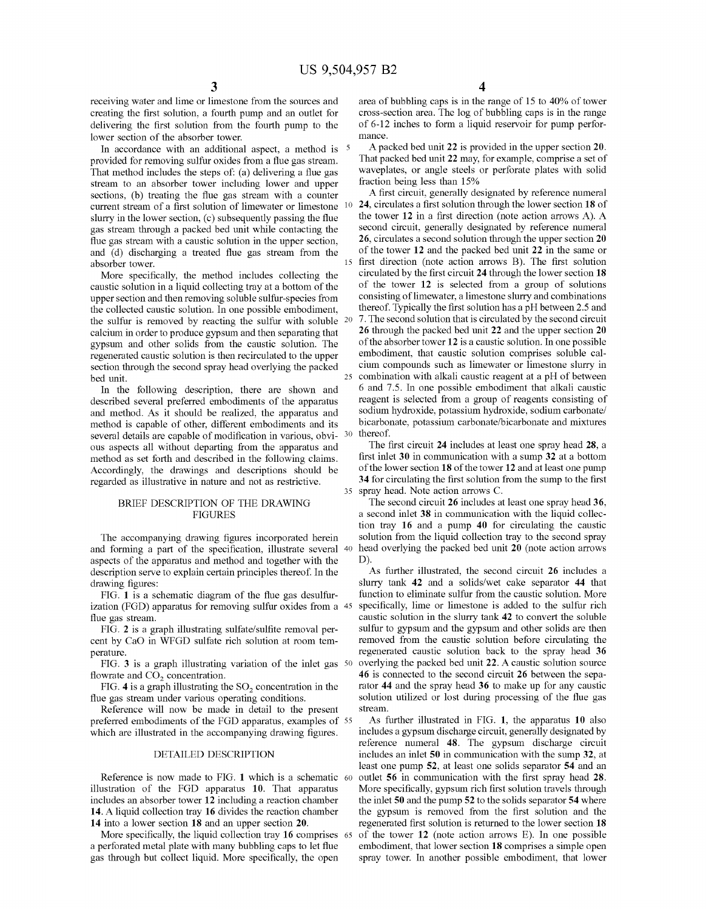receiving water and lime or limestone from the sources and creating the first solution, a fourth pump and an outlet for delivering the first solution from the fourth pump to the lower section of the absorber tower.

In accordance with an additional aspect, a method is provided for removing sulfur oxides from a flue gas stream. That method includes the steps of: (a) delivering a flue gas stream to an absorber tower including lower and upper sections, (b) treating the flue gas stream with a counter current stream of a first solution of limewater or limestone slurry in the lower section, (c) subsequently passing the flue gas stream through a packed bed unit while contacting the flue gas stream with a caustic solution in the upper section, and (d) discharging a treated flue gas stream from the absorber tower.

More specifically, the method includes collecting the caustic solution in a liquid collecting tray at a bottom of the upper section and then removing soluble sulfur-species from the collected caustic solution. In one possible embodiment, the sulfur is removed by reacting the sulfur with soluble calcium in order to produce gypsum and then separating that gypsum and other solids from the caustic solution. The regenerated caustic solution is then recirculated to the upper section through the second spray head overlying the packed bed unit.

In the following description, there are shown and described several preferred embodiments of the apparatus and method. As it should be realized, the apparatus and method is capable of other, different embodiments and its several details are capable of modification in various, obvious aspects all without departing from the apparatus and method as set forth and described in the following claims. Accordingly, the drawings and descriptions should be regarded as illustrative in nature and not as restrictive.

## BRIEF DESCRIPTION OF THE DRAWING FIGURES

The accompanying drawing figures incorporated herein and forming a part of the specification, illustrate several aspects of the apparatus and method and together with the description serve to explain certain principles thereof. In the drawing figures:

FIG. **1** is a schematic diagram of the flue gas desulfurization (FGD) apparatus for removing sulfur oxides from a flue gas stream.

FIG. **2** is a graph illustrating sulfate/sulfite removal percent by CaO in WFGD sulfate rich solution at room temperature.

FIG. **3** is a graph illustrating variation of the inlet gas flowrate and $CO_2$ concentration.

FIG. **4** is a graph illustrating the $SO_2$ concentration in the flue gas stream under various operating conditions.

Reference will now be made in detail to the present preferred embodiments of the FGD apparatus, examples of which are illustrated in the accompanying drawing figures.

## DETAILED DESCRIPTION

Reference is now made to FIG. **1** which is a schematic illustration of the FGD apparatus **10**. That apparatus includes an absorber tower **12** including a reaction chamber **14**. A liquid collection tray **16** divides the reaction chamber **14** into a lower section **18** and an upper section **20**.

More specifically, the liquid collection tray **16** comprises a perforated metal plate with many bubbling caps to let flue gas through but collect liquid. More specifically, the open area of bubbling caps is in the range of 15 to 40% of tower cross-section area. The log of bubbling caps is in the range of 6-12 inches to form a liquid reservoir for pump performance.

A packed bed unit **22** is provided in the upper section **20**. That packed bed unit **22** may, for example, comprise a set of waveplates, or angle steels or perforate plates with solid fraction being less than 15%

A first circuit, generally designated by reference numeral **24**, circulates a first solution through the lower section **18** of the tower **12** in a first direction (note action arrows A). A second circuit, generally designated by reference numeral **26**, circulates a second solution through the upper section **20** of the tower **12** and the packed bed unit **22** in the same or first direction (note action arrows B). The first solution circulated by the first circuit **24** through the lower section **18** of the tower **12** is selected from a group of solutions consisting of limewater, a limestone slurry and combinations thereof. Typically the first solution has a pH between 2.5 and 7. The second solution that is circulated by the second circuit **26** through the packed bed unit **22** and the upper section **20** of the absorber tower **12** is a caustic solution. In one possible embodiment, that caustic solution comprises soluble calcium compounds such as limewater or limestone slurry in combination with alkali caustic reagent at a pH of between 6 and 7.5. In one possible embodiment that alkali caustic reagent is selected from a group of reagents consisting of sodium hydroxide, potassium hydroxide, sodium carbonate/bicarbonate, potassium carbonate/bicarbonate and mixtures thereof.

The first circuit **24** includes at least one spray head **28**, a first inlet **30** in communication with a sump **32** at a bottom of the lower section **18** of the tower **12** and at least one pump **34** for circulating the first solution from the sump to the first spray head. Note action arrows C.

The second circuit **26** includes at least one spray head **36**, a second inlet **38** in communication with the liquid collection tray **16** and a pump **40** for circulating the caustic solution from the liquid collection tray to the second spray head overlying the packed bed unit **20** (note action arrows D).

As further illustrated, the second circuit **26** includes a slurry tank **42** and a solids/wet cake separator **44** that function to eliminate sulfur from the caustic solution. More specifically, lime or limestone is added to the sulfur rich caustic solution in the slurry tank **42** to convert the soluble sulfur to gypsum and the gypsum and other solids are then removed from the caustic solution before circulating the regenerated caustic solution back to the spray head **36** overlying the packed bed unit **22**. A caustic solution source **46** is connected to the second circuit **26** between the separator **44** and the spray head **36** to make up for any caustic solution utilized or lost during processing of the flue gas stream.

As further illustrated in FIG. **1**, the apparatus **10** also includes a gypsum discharge circuit, generally designated by reference numeral **48**. The gypsum discharge circuit includes an inlet **50** in communication with the sump **32**, at least one pump **52**, at least one solids separator **54** and an outlet **56** in communication with the first spray head **28**. More specifically, gypsum rich first solution travels through the inlet **50** and the pump **52** to the solids separator **54** where the gypsum is removed from the first solution and the regenerated first solution is returned to the lower section **18** of the tower **12** (note action arrows E). In one possible embodiment, that lower section **18** comprises a simple open spray tower. In another possible embodiment, that lower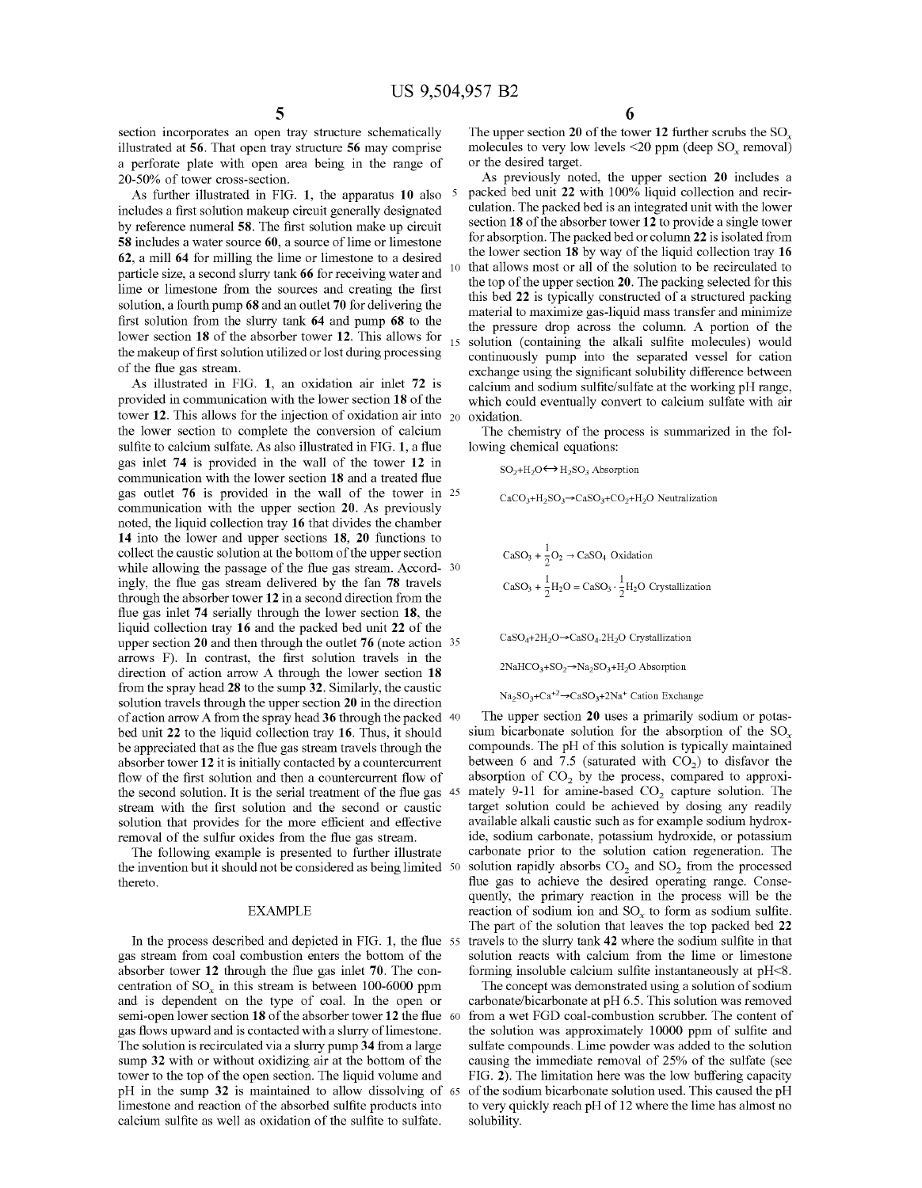section incorporates an open tray structure schematically illustrated at **56**. That open tray structure **56** may comprise a perforate plate with open area being in the range of 20-50% of tower cross-section.

As further illustrated in FIG. **1**, the apparatus **10** also includes a first solution makeup circuit generally designated by reference numeral **58**. The first solution make up circuit **58** includes a water source **60**, a source of lime or limestone **62**, a mill **64** for milling the lime or limestone to a desired particle size, a second slurry tank **66** for receiving water and lime or limestone from the sources and creating the first solution, a fourth pump **68** and an outlet **70** for delivering the first solution from the slurry tank **64** and pump **68** to the lower section **18** of the absorber tower **12**. This allows for the makeup of first solution utilized or lost during processing of the flue gas stream.

As illustrated in FIG. **1**, an oxidation air inlet **72** is provided in communication with the lower section **18** of the tower **12**. This allows for the injection of oxidation air into the lower section to complete the conversion of calcium sulfite to calcium sulfate. As also illustrated in FIG. **1**, a flue gas inlet **74** is provided in the wall of the tower **12** in communication with the lower section **18** and a treated flue gas outlet **76** is provided in the wall of the tower in communication with the upper section **20**. As previously noted, the liquid collection tray **16** that divides the chamber **14** into the lower and upper sections **18**, **20** functions to collect the caustic solution at the bottom of the upper section while allowing the passage of the flue gas stream. Accordingly, the flue gas stream delivered by the fan **78** travels through the absorber tower **12** in a second direction from the flue gas inlet **74** serially through the lower section **18**, the liquid collection tray **16** and the packed bed unit **22** of the upper section **20** and then through the outlet **76** (note action arrows F). In contrast, the first solution travels in the direction of action arrow A through the lower section **18** from the spray head **28** to the sump **32**. Similarly, the caustic solution travels through the upper section **20** in the direction of action arrow A from the spray head **36** through the packed bed unit **22** to the liquid collection tray **16**. Thus, it should be appreciated that as the flue gas stream travels through the absorber tower **12** it is initially contacted by a countercurrent flow of the first solution and then a countercurrent flow of the second solution. It is the serial treatment of the flue gas stream with the first solution and the second or caustic solution that provides for the more efficient and effective removal of the sulfur oxides from the flue gas stream.

The following example is presented to further illustrate the invention but it should not be considered as being limited thereto.

## EXAMPLE

In the process described and depicted in FIG. **1**, the flue gas stream from coal combustion enters the bottom of the absorber tower **12** through the flue gas inlet **70**. The concentration of $SO_x$ in this stream is between 100-6000 ppm and is dependent on the type of coal. In the open or semi-open lower section **18** of the absorber tower **12** the flue gas flows upward and is contacted with a slurry of limestone. The solution is recirculated via a slurry pump **34** from a large sump **32** with or without oxidizing air at the bottom of the tower to the top of the open section. The liquid volume and pH in the sump **32** is maintained to allow dissolving of limestone and reaction of the absorbed sulfite products into calcium sulfite as well as oxidation of the sulfite to sulfate.

The upper section **20** of the tower **12** further scrubs the $SO_x$ molecules to very low levels <20 ppm (deep $SO_x$ removal) or the desired target.

As previously noted, the upper section **20** includes a packed bed unit **22** with 100% liquid collection and recirculation. The packed bed is an integrated unit with the lower section **18** of the absorber tower **12** to provide a single tower for absorption. The packed bed or column **22** is isolated from the lower section **18** by way of the liquid collection tray **16** that allows most or all of the solution to be recirculated to the top of the upper section **20**. The packing selected for this this bed **22** is typically constructed of a structured packing material to maximize gas-liquid mass transfer and minimize the pressure drop across the column. A portion of the solution (containing the alkali sulfite molecules) would continuously pump into the separated vessel for cation exchange using the significant solubility difference between calcium and sodium sulfite/sulfate at the working pH range, which could eventually convert to calcium sulfate with air oxidation.

The chemistry of the process is summarized in the following chemical equations:

$$SO_2+H_2O \leftrightarrow H_2SO_3 \text{ Absorption}$$

$$CaCO_3+H_2SO_3 \rightarrow CaSO_3+CO_2+H_2O \text{ Neutralization}$$

$$CaSO_3+\frac{1}{2}O_2 \rightarrow CaSO_4 \text{ Oxidation}$$

$$CaSO_3+\frac{1}{2}H_2O = CaSO_3\cdot\frac{1}{2}H_2O \text{ Crystallization}$$

$$CaSO_4+2H_2O \rightarrow CaSO_4.2H_2O \text{ Crystallization}$$

$$2NaHCO_3+SO_2 \rightarrow Na_2SO_3+H_2O \text{ Absorption}$$

$$Na_2SO_3+Ca^{+2} \rightarrow CaSO_3+2Na^+ \text{ Cation Exchange}$$

The upper section **20** uses a primarily sodium or potassium bicarbonate solution for the absorption of the $SO_x$ compounds. The pH of this solution is typically maintained between 6 and 7.5 (saturated with $CO_2$) to disfavor the absorption of $CO_2$ by the process, compared to approximately 9-11 for amine-based $CO_2$ capture solution. The target solution could be achieved by dosing any readily available alkali caustic such as for example sodium hydroxide, sodium carbonate, potassium hydroxide, or potassium carbonate prior to the solution cation regeneration. The solution rapidly absorbs $CO_2$ and $SO_2$ from the processed flue gas to achieve the desired operating range. Consequently, the primary reaction in the process will be the reaction of sodium ion and $SO_x$ to form as sodium sulfite. The part of the solution that leaves the top packed bed **22** travels to the slurry tank **42** where the sodium sulfite in that solution reacts with calcium from the lime or limestone forming insoluble calcium sulfite instantaneously at pH<8.

The concept was demonstrated using a solution of sodium carbonate/bicarbonate at pH 6.5. This solution was removed from a wet FGD coal-combustion scrubber. The content of the solution was approximately 10000 ppm of sulfite and sulfate compounds. Lime powder was added to the solution causing the immediate removal of 25% of the sulfate (see FIG. **2**). The limitation here was the low buffering capacity of the sodium bicarbonate solution used. This caused the pH to very quickly reach pH of 12 where the lime has almost no solubility.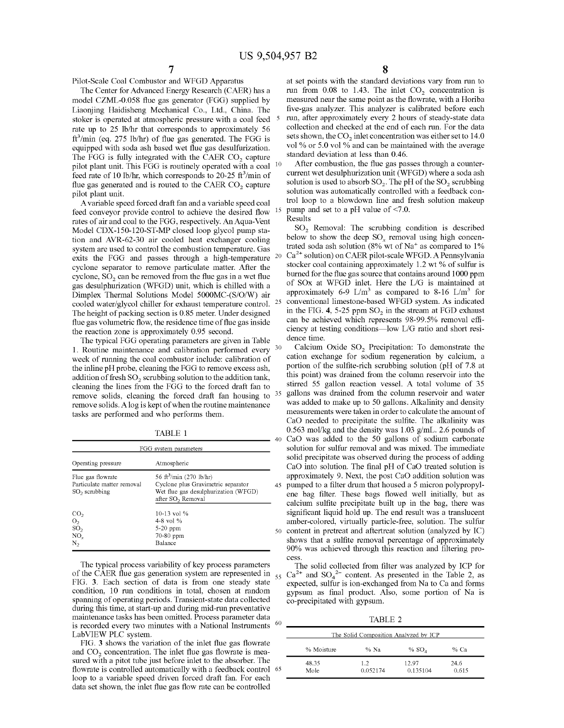Pilot-Scale Coal Combustor and WFGD Apparatus

The Center for Advanced Energy Research (CAER) has a model CZML-0.058 flue gas generator (FGG) supplied by Liaonjing Haidisheng Mechanical Co., Ltd., China. The stoker is operated at atmospheric pressure with a coal feed rate up to 25 lb/hr that corresponds to approximately 56 $ft^3$/min (eq. 275 lb/hr) of flue gas generated. The FGG is equipped with soda ash based wet flue gas desulfurization. The FGG is fully integrated with the CAER $CO_2$ capture pilot plant unit. This FGG is routinely operated with a coal feed rate of 10 lb/hr, which corresponds to 20-25 $ft^3$/min of flue gas generated and is routed to the CAER $CO_2$ capture pilot plant unit.

A variable speed forced draft fan and a variable speed coal feed conveyor provide control to achieve the desired flow rates of air and coal to the FGG, respectively. An Aqua-Vent Model CDX-150-120-ST-MP closed loop glycol pump station and AVR-62-30 air cooled heat exchanger cooling system are used to control the combustion temperature. Gas exits the FGG and passes through a high-temperature cyclone separator to remove particulate matter. After the cyclone, $SO_2$ can be removed from the flue gas in a wet flue gas desulphurization (WFGD) unit, which is chilled with a Dimplex Thermal Solutions Model 5000MC-(S/O/W) air cooled water/glycol chiller for exhaust temperature control. The height of packing section is 0.85 meter. Under designed flue gas volumetric flow, the residence time of flue gas inside the reaction zone is approximately 0.95 second.

The typical FGG operating parameters are given in Table 1. Routine maintenance and calibration performed every week of running the coal combustor include: calibration of the inline pH probe, cleaning the FGG to remove excess ash, addition of fresh $SO_2$ scrubbing solution to the addition tank, cleaning the lines from the FGG to the forced draft fan to remove solids, cleaning the forced draft fan housing to remove solids. A log is kept of when the routine maintenance tasks are performed and who performs them.

TABLE 1

| FGG system parameters | |
|---|---|
| Operating pressure | Atmospheric |
| Flue gas flowrate | 56 $ft^3$/min (270 lb/hr) |
| Particulate matter removal | Cyclone plus Gravimetric separator |
| $SO_2$ scrubbing | Wet flue gas desulphurization (WFGD) after $SO_2$ Removal |
| $CO_2$ | 10-13 vol % |
| $O_2$ | 4-8 vol % |
| $SO_2$ | 5-20 ppm |
| $NO_x$ | 70-80 ppm |
| $N_2$ | Balance |

The typical process variability of key process parameters of the CAER flue gas generation system are represented in FIG. 3. Each section of data is from one steady state condition, 10 run conditions in total, chosen at random spanning of operating periods. Transient-state data collected during this time, at start-up and during mid-run preventative maintenance tasks has been omitted. Process parameter data is recorded every two minutes with a National Instruments LabVIEW PLC system.

FIG. 3 shows the variation of the inlet flue gas flowrate and $CO_2$ concentration. The inlet flue gas flowrate is measured with a pitot tube just before inlet to the absorber. The flowrate is controlled automatically with a feedback control loop to a variable speed driven forced draft fan. For each data set shown, the inlet flue gas flow rate can be controlled at set points with the standard deviations vary from run to run from 0.08 to 1.43. The inlet $CO_2$ concentration is measured near the same point as the flowrate, with a Horiba five-gas analyzer. This analyzer is calibrated before each run, after approximately every 2 hours of steady-state data collection and checked at the end of each run. For the data sets shown, the $CO_2$ inlet concentration was either set to 14.0 vol % or 5.0 vol % and can be maintained with the average standard deviation at less than 0.46.

After combustion, the flue gas passes through a counter-current wet desulphurization unit (WFGD) where a soda ash solution is used to absorb $SO_2$. The pH of the $SO_2$ scrubbing solution was automatically controlled with a feedback control loop to a blowdown line and fresh solution makeup pump and set to a pH value of <7.0.

Results

$SO_2$ Removal: The scrubbing condition is described below to show the deep $SO_x$ removal using high concentrated soda ash solution (8% wt of $Na^+$ as compared to 1% $Ca^{2+}$ solution) on CAER pilot-scale WFGD. A Pennsylvania stocker coal containing approximately 1.2 wt % of sulfur is burned for the flue gas source that contains around 1000 ppm of SOx at WFGD inlet. Here the L/G is maintained at approximately 6-9 L/$m^3$ as compared to 8-16 L/$m^3$ for conventional limestone-based WFGD system. As indicated in the FIG. 4, 5-25 ppm $SO_2$ in the stream at FGD exhaust can be achieved which represents 98-99.5% removal efficiency at testing conditions—low L/G ratio and short residence time.

Calcium Oxide $SO_2$ Precipitation: To demonstrate the cation exchange for sodium regeneration by calcium, a portion of the sulfite-rich scrubbing solution (pH of 7.8 at this point) was drained from the column reservoir into the stirred 55 gallon reaction vessel. A total volume of 35 gallons was drained from the column reservoir and water was added to make up to 50 gallons. Alkalinity and density measurements were taken in order to calculate the amount of CaO needed to precipitate the sulfite. The alkalinity was 0.563 mol/kg and the density was 1.03 g/mL. 2.6 pounds of CaO was added to the 50 gallons of sodium carbonate solution for sulfur removal and was mixed. The immediate solid precipitate was observed during the process of adding CaO into solution. The final pH of CaO treated solution is approximately 9. Next, the post CaO addition solution was pumped to a filter drum that housed a 5 micron polypropylene bag filter. These bags flowed well initially, but as calcium sulfite precipitate built up in the bag, there was significant liquid hold up. The end result was a translucent amber-colored, virtually particle-free, solution. The sulfur content in pretreat and aftertreat solution (analyzed by IC) shows that a sulfite removal percentage of approximately 90% was achieved through this reaction and filtering process.

The solid collected from filter was analyzed by ICP for $Ca^{2+}$ and $SO_4^{2-}$ content. As presented in the Table 2, as expected, sulfur is ion-exchanged from Na to Ca and forms gypsum as final product. Also, some portion of Na is co-precipitated with gypsum.

TABLE 2

The Solid Composition Analyzed by ICP

| % Moisture | % Na | % $SO_4$ | % Ca |
|---|---|---|---|
| 48.35 | 1.2 | 12.97 | 24.6 |
| Mole | 0.052174 | 0.135104 | 0.615 |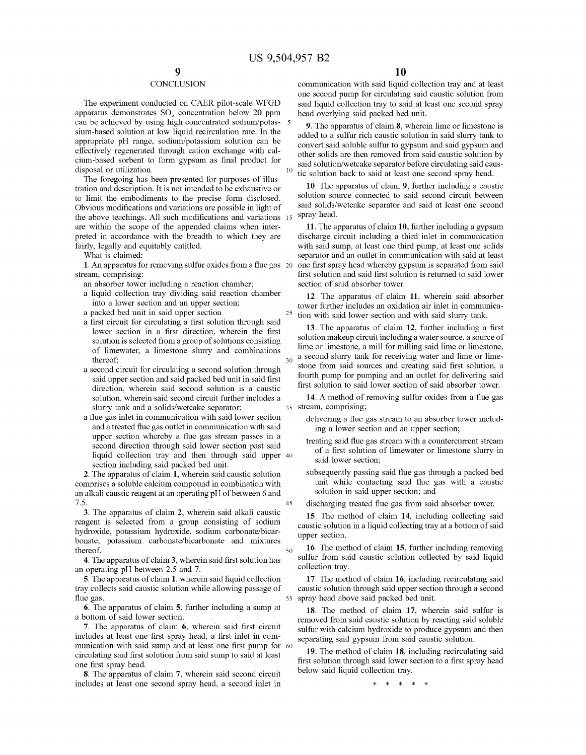## CONCLUSION

The experiment conducted on CAER pilot-scale WFGD apparatus demonstrates $SO_2$ concentration below 20 ppm can be achieved by using high concentrated sodium/potassium-based solution at low liquid recirculation rate. In the appropriate pH range, sodium/potassium solution can be effectively regenerated through cation exchange with calcium-based sorbent to form gypsum as final product for disposal or utilization.

The foregoing has been presented for purposes of illustration and description. It is not intended to be exhaustive or to limit the embodiments to the precise form disclosed. Obvious modifications and variations are possible in light of the above teachings. All such modifications and variations are within the scope of the appended claims when interpreted in accordance with the breadth to which they are fairly, legally and equitably entitled.

What is claimed:

1. An apparatus for removing sulfur oxides from a flue gas stream, comprising:
   - an absorber tower including a reaction chamber;
   - a liquid collection tray dividing said reaction chamber into a lower section and an upper section;
   - a packed bed unit in said upper section
   - a first circuit for circulating a first solution through said lower section in a first direction, wherein the first solution is selected from a group of solutions consisting of limewater, a limestone slurry and combinations thereof;
   - a second circuit for circulating a second solution through said upper section and said packed bed unit in said first direction, wherein said second solution is a caustic solution, wherein said second circuit further includes a slurry tank and a solids/wetcake separator;
   - a flue gas inlet in communication with said lower section and a treated flue gas outlet in communication with said upper section whereby a flue gas stream passes in a second direction through said lower section past said liquid collection tray and then through said upper section including said packed bed unit.

2. The apparatus of claim 1, wherein said caustic solution comprises a soluble calcium compound in combination with an alkali caustic reagent at an operating pH of between 6 and 7.5.

3. The apparatus of claim 2, wherein said alkali caustic reagent is selected from a group consisting of sodium hydroxide, potassium hydroxide, sodium carbonate/bicarbonate, potassium carbonate/bicarbonate and mixtures thereof.

4. The apparatus of claim 3, wherein said first solution has an operating pH between 2.5 and 7.

5. The apparatus of claim 1, wherein said liquid collection tray collects said caustic solution while allowing passage of flue gas.

6. The apparatus of claim 5, further including a sump at a bottom of said lower section.

7. The apparatus of claim 6, wherein said first circuit includes at least one first spray head, a first inlet in communication with said sump and at least one first pump for circulating said first solution from said sump to said at least one first spray head.

8. The apparatus of claim 7, wherein said second circuit includes at least one second spray head, a second inlet in communication with said liquid collection tray and at least one second pump for circulating said caustic solution from said liquid collection tray to said at least one second spray head overlying said packed bed unit.

9. The apparatus of claim 8, wherein lime or limestone is added to a sulfur rich caustic solution in said slurry tank to convert said soluble sulfur to gypsum and said gypsum and other solids are then removed from said caustic solution by said solution/wetcake separator before circulating said caustic solution back to said at least one second spray head.

10. The apparatus of claim 9, further including a caustic solution source connected to said second circuit between said solids/wetcake separator and said at least one second spray head.

11. The apparatus of claim 10, further including a gypsum discharge circuit including a third inlet in communication with said sump, at least one third pump, at least one solids separator and an outlet in communication with said at least one first spray head whereby gypsum is separated from said first solution and said first solution is returned to said lower section of said absorber tower.

12. The apparatus of claim 11, wherein said absorber tower further includes an oxidation air inlet in communication with said lower section and with said slurry tank.

13. The apparatus of claim 12, further including a first solution makeup circuit including a water source, a source of lime or limestone, a mill for milling said lime or limestone, a second slurry tank for receiving water and lime or limestone from said sources and creating said first solution, a fourth pump for pumping and an outlet for delivering said first solution to said lower section of said absorber tower.

14. A method of removing sulfur oxides from a flue gas stream, comprising;
   - delivering a flue gas stream to an absorber tower including a lower section and an upper section;
   - treating said flue gas stream with a countercurrent stream of a first solution of limewater or limestone slurry in said lower section;
   - subsequently passing said flue gas through a packed bed unit while contacting said flue gas with a caustic solution in said upper section; and
   - discharging treated flue gas from said absorber tower.

15. The method of claim 14, including collecting said caustic solution in a liquid collecting tray at a bottom of said upper section.

16. The method of claim 15, further including removing sulfur from said caustic solution collected by said liquid collection tray.

17. The method of claim 16, including recirculating said caustic solution through said upper section through a second spray head above said packed bed unit.

18. The method of claim 17, wherein said sulfur is removed from said caustic solution by reacting said soluble sulfur with calcium hydroxide to produce gypsum and then separating said gypsum from said caustic solution.

19. The method of claim 18, including recirculating said first solution through said lower section to a first spray head below said liquid collection tray.

* * * * *